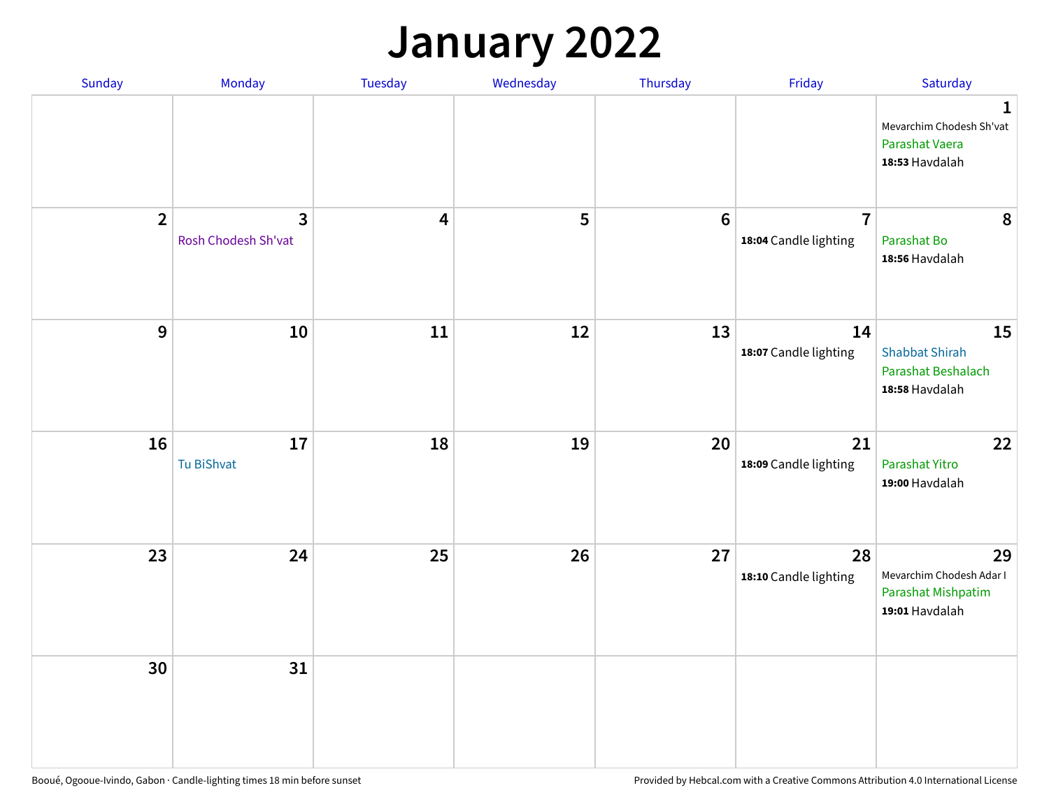# January 2022

| Sunday | Monday | Tuesday | Wednesday | Thursday | Friday | Saturday |
|---|---|---|---|---|---|---|
| | | | | | | **1**<br>Mevarchim Chodesh Sh'vat<br>Parashat Vaera<br>**18:53** Havdalah |
| **2** | **3**<br>Rosh Chodesh Sh'vat | **4** | **5** | **6** | **7**<br>**18:04** Candle lighting | **8**<br>Parashat Bo<br>**18:56** Havdalah |
| **9** | **10** | **11** | **12** | **13** | **14**<br>**18:07** Candle lighting | **15**<br>Shabbat Shirah<br>Parashat Beshalach<br>**18:58** Havdalah |
| **16** | **17**<br>Tu BiShvat | **18** | **19** | **20** | **21**<br>**18:09** Candle lighting | **22**<br>Parashat Yitro<br>**19:00** Havdalah |
| **23** | **24** | **25** | **26** | **27** | **28**<br>**18:10** Candle lighting | **29**<br>Mevarchim Chodesh Adar I<br>Parashat Mishpatim<br>**19:01** Havdalah |
| **30** | **31** | | | | | |

Booué, Ogooue-Ivindo, Gabon · Candle-lighting times 18 min before sunset

Provided by Hebcal.com with a Creative Commons Attribution 4.0 International License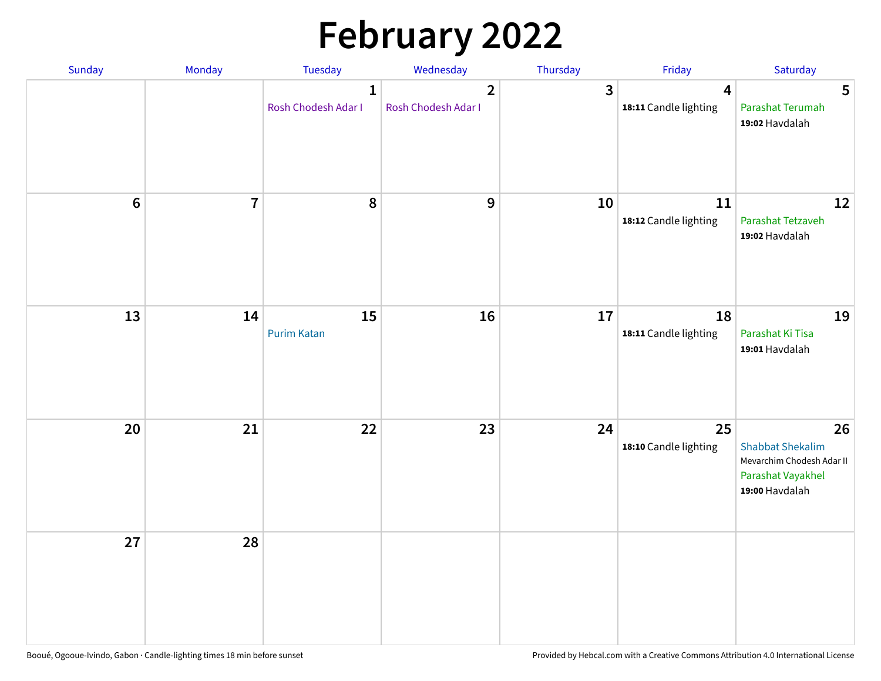# February 2022

| Sunday | Monday | Tuesday | Wednesday | Thursday | Friday | Saturday |
|---|---|---|---|---|---|---|
| | | 1 Rosh Chodesh Adar I | 2 Rosh Chodesh Adar I | 3 | 4 **18:11** Candle lighting | 5 Parashat Terumah **19:02** Havdalah |
| 6 | 7 | 8 | 9 | 10 | 11 **18:12** Candle lighting | 12 Parashat Tetzaveh **19:02** Havdalah |
| 13 | 14 | 15 Purim Katan | 16 | 17 | 18 **18:11** Candle lighting | 19 Parashat Ki Tisa **19:01** Havdalah |
| 20 | 21 | 22 | 23 | 24 | 25 **18:10** Candle lighting | 26 Shabbat Shekalim Mevarchim Chodesh Adar II Parashat Vayakhel **19:00** Havdalah |
| 27 | 28 | | | | | |

Booué, Ogooue-Ivindo, Gabon · Candle-lighting times 18 min before sunset

Provided by Hebcal.com with a Creative Commons Attribution 4.0 International License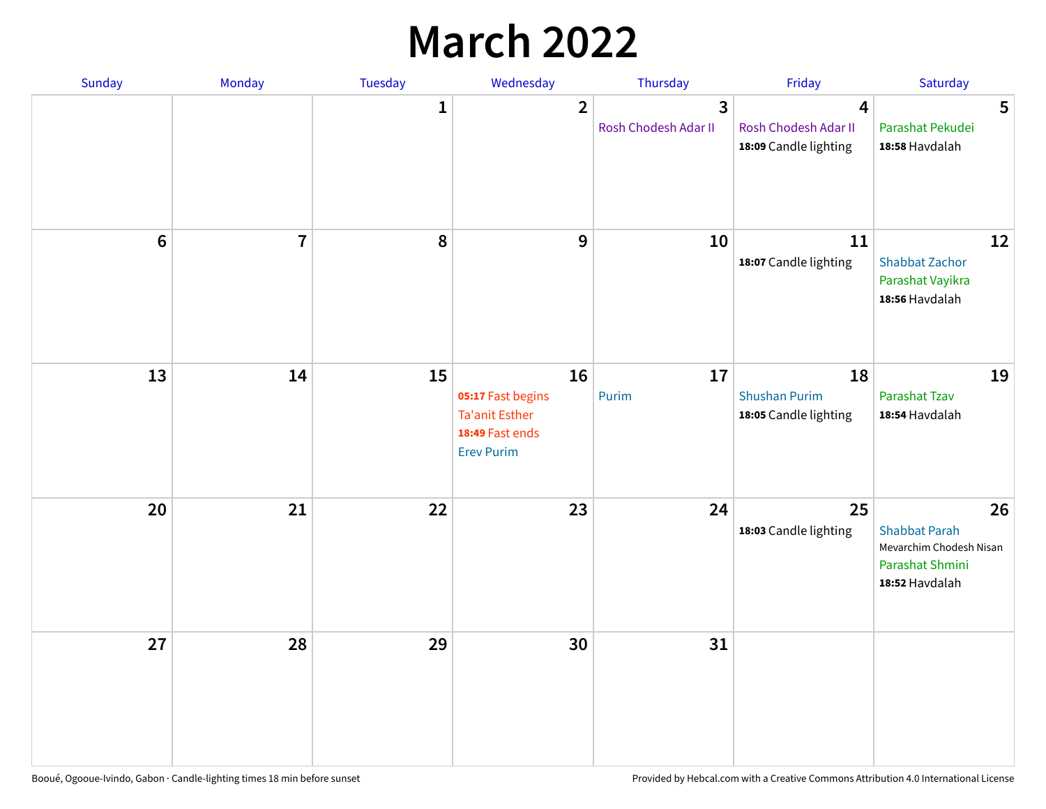# March 2022

| Sunday | Monday | Tuesday | Wednesday | Thursday | Friday | Saturday |
|---|---|---|---|---|---|---|
| | | 1 | 2 | 3<br>Rosh Chodesh Adar II | 4<br>Rosh Chodesh Adar II<br>**18:09** Candle lighting | 5<br>Parashat Pekudei<br>**18:58** Havdalah |
| 6 | 7 | 8 | 9 | 10 | 11<br>**18:07** Candle lighting | 12<br>Shabbat Zachor<br>Parashat Vayikra<br>**18:56** Havdalah |
| 13 | 14 | 15 | 16<br>**05:17** Fast begins<br>Ta'anit Esther<br>**18:49** Fast ends<br>Erev Purim | 17<br>Purim | 18<br>Shushan Purim<br>**18:05** Candle lighting | 19<br>Parashat Tzav<br>**18:54** Havdalah |
| 20 | 21 | 22 | 23 | 24 | 25<br>**18:03** Candle lighting | 26<br>Shabbat Parah<br>Mevarchim Chodesh Nisan<br>Parashat Shmini<br>**18:52** Havdalah |
| 27 | 28 | 29 | 30 | 31 | | |

Booué, Ogooue-Ivindo, Gabon · Candle-lighting times 18 min before sunset

Provided by Hebcal.com with a Creative Commons Attribution 4.0 International License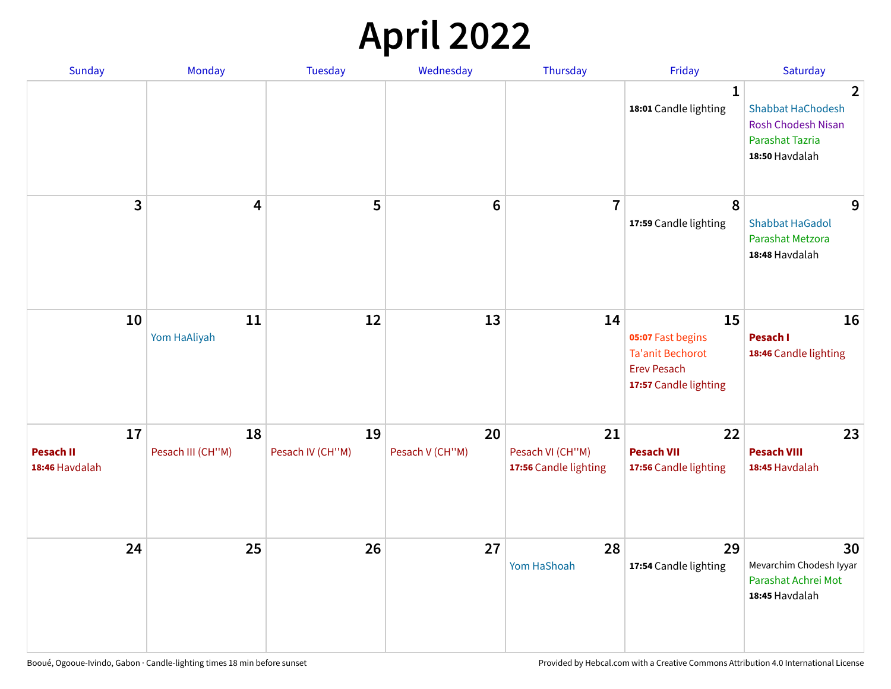# April 2022

| Sunday | Monday | Tuesday | Wednesday | Thursday | Friday | Saturday |
|---|---|---|---|---|---|---|
| | | | | | 1<br>**18:01** Candle lighting | 2<br>Shabbat HaChodesh<br>Rosh Chodesh Nisan<br>Parashat Tazria<br>**18:50** Havdalah |
| 3 | 4 | 5 | 6 | 7 | 8<br>**17:59** Candle lighting | 9<br>Shabbat HaGadol<br>Parashat Metzora<br>**18:48** Havdalah |
| 10 | 11<br>Yom HaAliyah | 12 | 13 | 14 | 15<br>**05:07** Fast begins<br>Ta'anit Bechorot<br>Erev Pesach<br>**17:57** Candle lighting | 16<br>**Pesach I**<br>**18:46** Candle lighting |
| 17<br>**Pesach II**<br>**18:46** Havdalah | 18<br>Pesach III (CH''M) | 19<br>Pesach IV (CH''M) | 20<br>Pesach V (CH''M) | 21<br>Pesach VI (CH''M)<br>**17:56** Candle lighting | 22<br>**Pesach VII**<br>**17:56** Candle lighting | 23<br>**Pesach VIII**<br>**18:45** Havdalah |
| 24 | 25 | 26 | 27 | 28<br>Yom HaShoah | 29<br>**17:54** Candle lighting | 30<br>Mevarchim Chodesh Iyyar<br>Parashat Achrei Mot<br>**18:45** Havdalah |

Booué, Ogooue-Ivindo, Gabon · Candle-lighting times 18 min before sunset

Provided by Hebcal.com with a Creative Commons Attribution 4.0 International License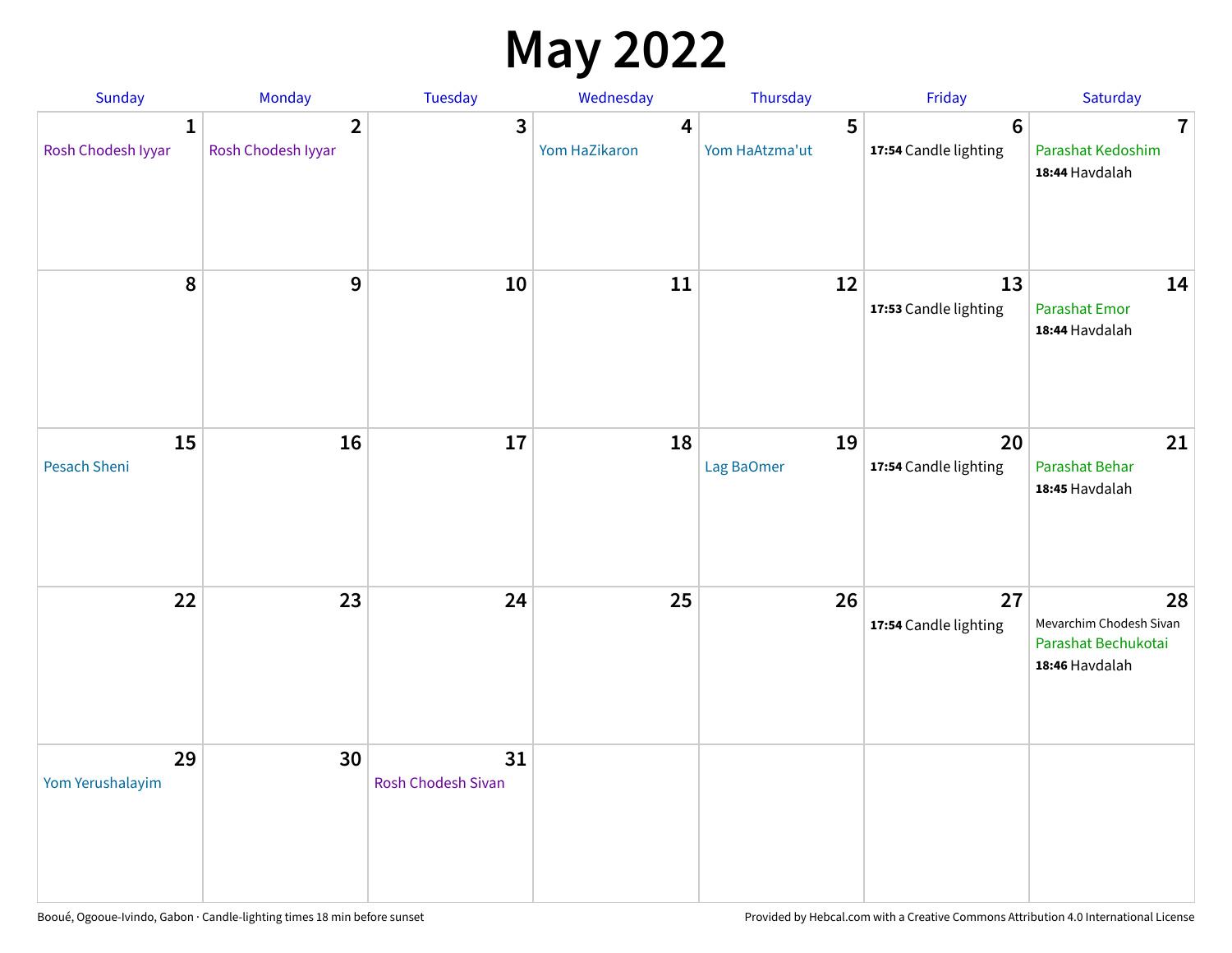# May 2022

| Sunday | Monday | Tuesday | Wednesday | Thursday | Friday | Saturday |
|---|---|---|---|---|---|---|
| 1<br>Rosh Chodesh Iyyar | 2<br>Rosh Chodesh Iyyar | 3 | 4<br>Yom HaZikaron | 5<br>Yom HaAtzma'ut | 6<br>**17:54** Candle lighting | 7<br>Parashat Kedoshim<br>**18:44** Havdalah |
| 8 | 9 | 10 | 11 | 12 | 13<br>**17:53** Candle lighting | 14<br>Parashat Emor<br>**18:44** Havdalah |
| 15<br>Pesach Sheni | 16 | 17 | 18 | 19<br>Lag BaOmer | 20<br>**17:54** Candle lighting | 21<br>Parashat Behar<br>**18:45** Havdalah |
| 22 | 23 | 24 | 25 | 26 | 27<br>**17:54** Candle lighting | 28<br>Mevarchim Chodesh Sivan<br>Parashat Bechukotai<br>**18:46** Havdalah |
| 29<br>Yom Yerushalayim | 30 | 31<br>Rosh Chodesh Sivan | | | | |

Booué, Ogooue-Ivindo, Gabon · Candle-lighting times 18 min before sunset

Provided by Hebcal.com with a Creative Commons Attribution 4.0 International License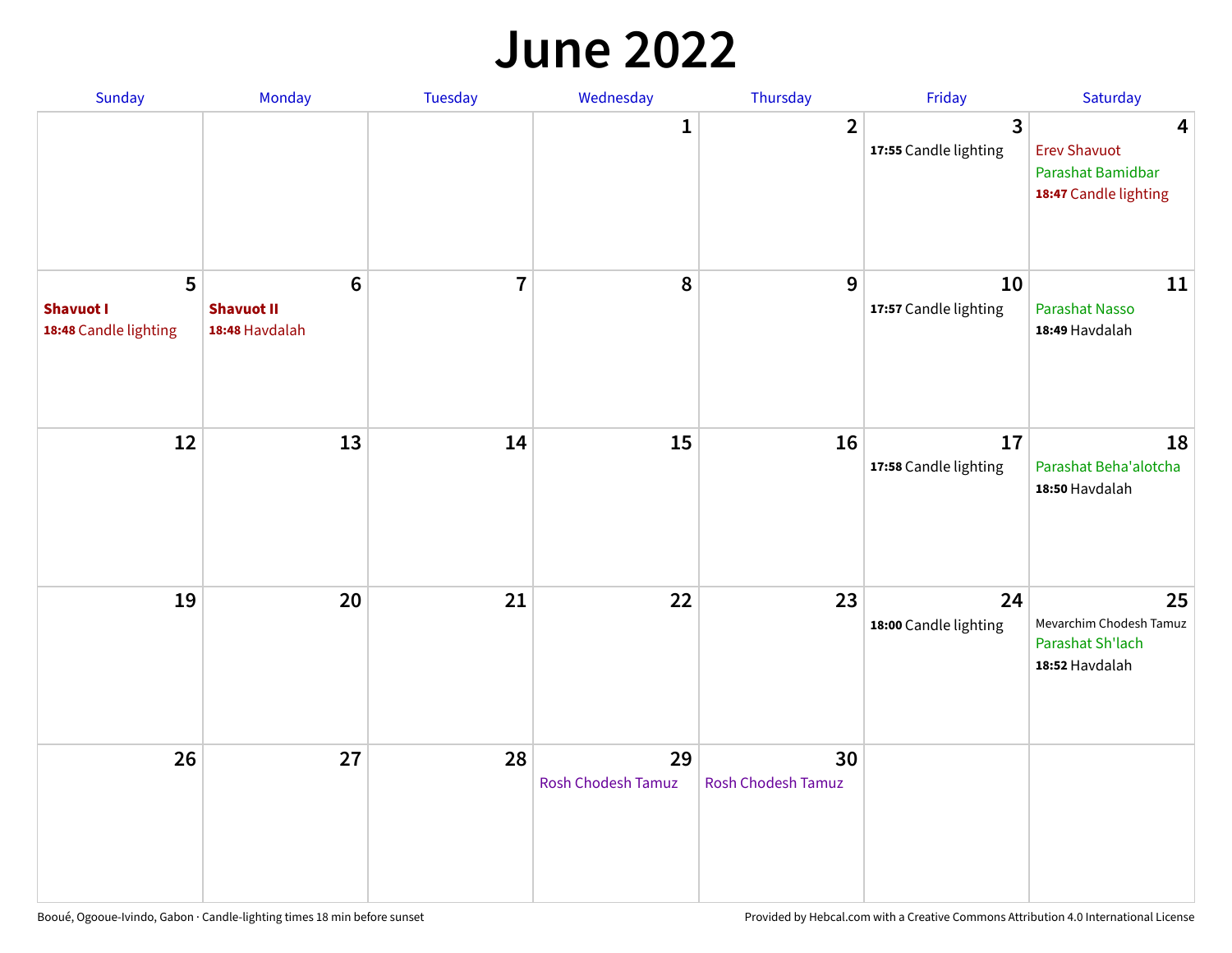# June 2022

| Sunday | Monday | Tuesday | Wednesday | Thursday | Friday | Saturday |
|---|---|---|---|---|---|---|
| | | | 1 | 2 | 3<br>**17:55** Candle lighting | 4<br>Erev Shavuot<br>Parashat Bamidbar<br>**18:47** Candle lighting |
| 5<br>**Shavuot I**<br>**18:48** Candle lighting | 6<br>**Shavuot II**<br>**18:48** Havdalah | 7 | 8 | 9 | 10<br>**17:57** Candle lighting | 11<br>Parashat Nasso<br>**18:49** Havdalah |
| 12 | 13 | 14 | 15 | 16 | 17<br>**17:58** Candle lighting | 18<br>Parashat Beha'alotcha<br>**18:50** Havdalah |
| 19 | 20 | 21 | 22 | 23 | 24<br>**18:00** Candle lighting | 25<br>Mevarchim Chodesh Tamuz<br>Parashat Sh'lach<br>**18:52** Havdalah |
| 26 | 27 | 28 | 29<br>Rosh Chodesh Tamuz | 30<br>Rosh Chodesh Tamuz | | |

Booué, Ogooue-Ivindo, Gabon · Candle-lighting times 18 min before sunset

Provided by Hebcal.com with a Creative Commons Attribution 4.0 International License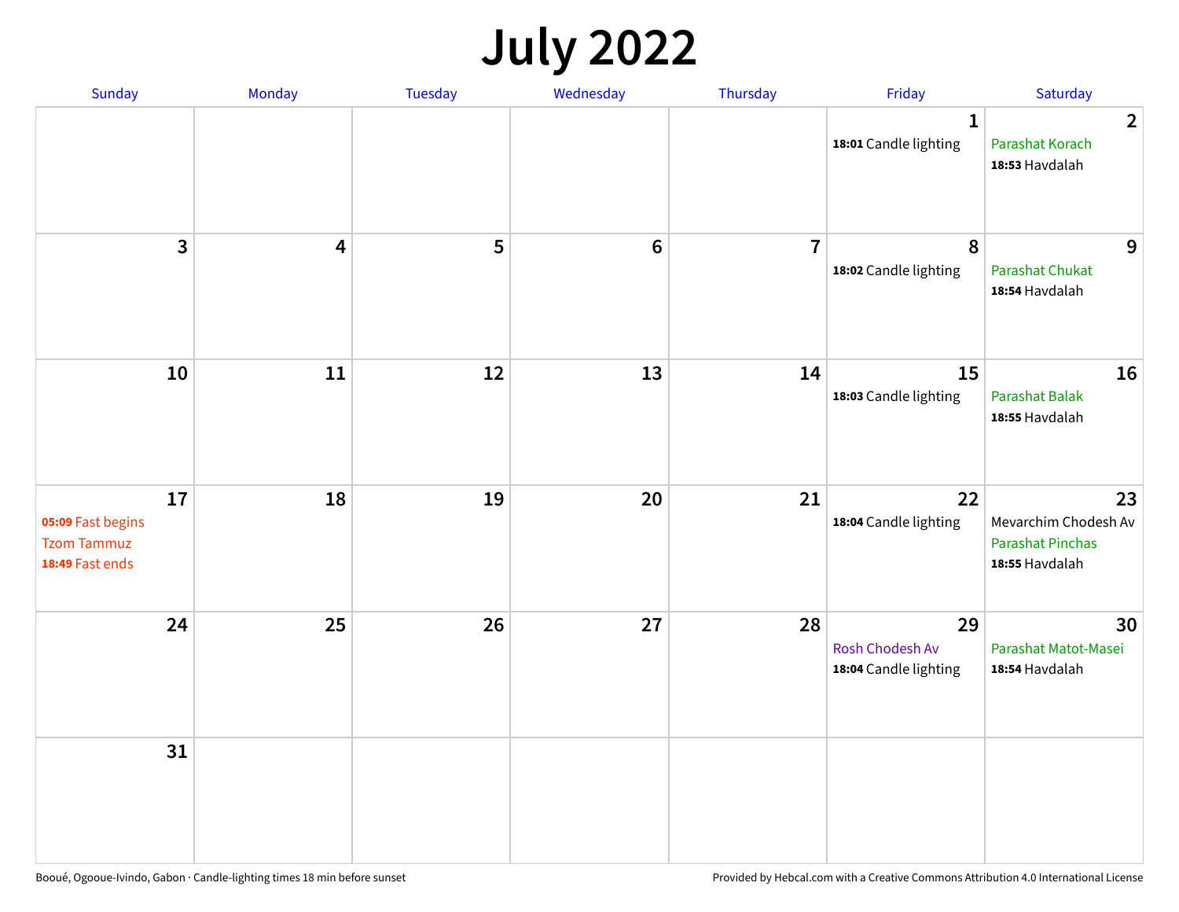# July 2022

| Sunday | Monday | Tuesday | Wednesday | Thursday | Friday | Saturday |
|---|---|---|---|---|---|---|
| | | | | | **1**<br>**18:01** Candle lighting | **2**<br>Parashat Korach<br>**18:53** Havdalah |
| **3** | **4** | **5** | **6** | **7** | **8**<br>**18:02** Candle lighting | **9**<br>Parashat Chukat<br>**18:54** Havdalah |
| **10** | **11** | **12** | **13** | **14** | **15**<br>**18:03** Candle lighting | **16**<br>Parashat Balak<br>**18:55** Havdalah |
| **17**<br>**05:09** Fast begins<br>Tzom Tammuz<br>**18:49** Fast ends | **18** | **19** | **20** | **21** | **22**<br>**18:04** Candle lighting | **23**<br>Mevarchim Chodesh Av<br>Parashat Pinchas<br>**18:55** Havdalah |
| **24** | **25** | **26** | **27** | **28** | **29**<br>Rosh Chodesh Av<br>**18:04** Candle lighting | **30**<br>Parashat Matot-Masei<br>**18:54** Havdalah |
| **31** | | | | | | |

Booué, Ogooue-Ivindo, Gabon · Candle-lighting times 18 min before sunset

Provided by Hebcal.com with a Creative Commons Attribution 4.0 International License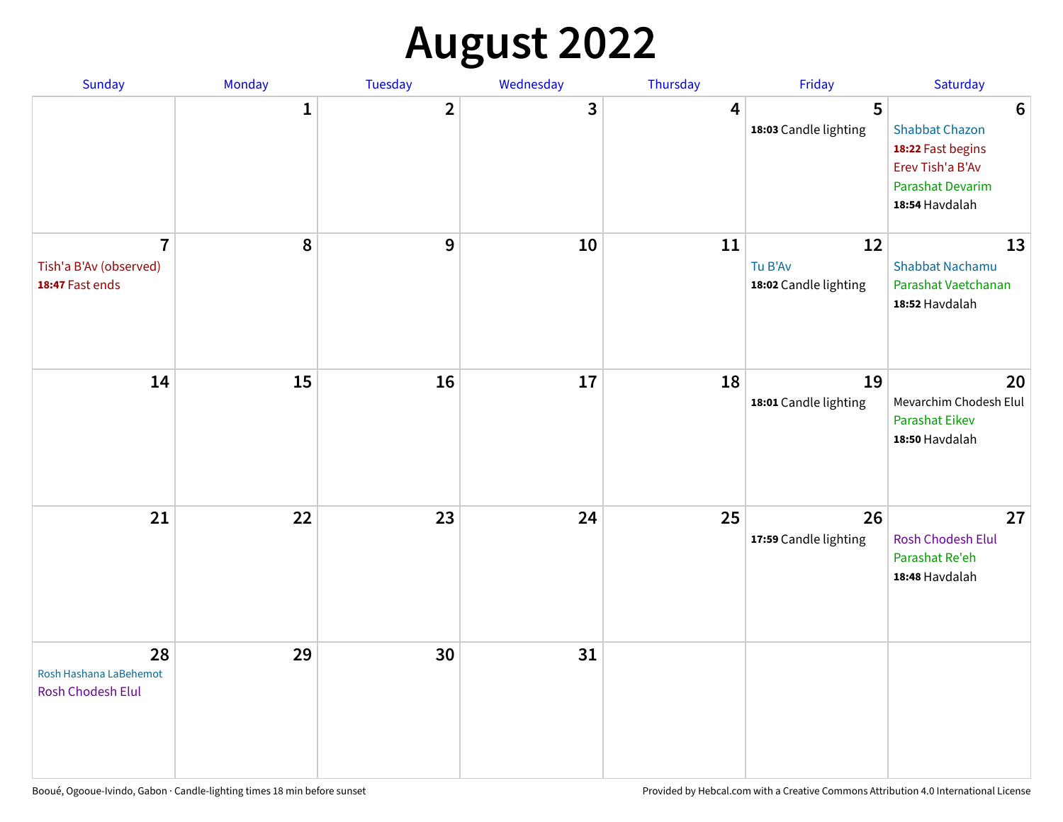# August 2022

| Sunday | Monday | Tuesday | Wednesday | Thursday | Friday | Saturday |
|---|---|---|---|---|---|---|
| | 1 | 2 | 3 | 4 | 5<br>**18:03** Candle lighting | 6<br>Shabbat Chazon<br>**18:22** Fast begins<br>Erev Tish'a B'Av<br>Parashat Devarim<br>**18:54** Havdalah |
| 7<br>Tish'a B'Av (observed)<br>**18:47** Fast ends | 8 | 9 | 10 | 11 | 12<br>Tu B'Av<br>**18:02** Candle lighting | 13<br>Shabbat Nachamu<br>Parashat Vaetchanan<br>**18:52** Havdalah |
| 14 | 15 | 16 | 17 | 18 | 19<br>**18:01** Candle lighting | 20<br>Mevarchim Chodesh Elul<br>Parashat Eikev<br>**18:50** Havdalah |
| 21 | 22 | 23 | 24 | 25 | 26<br>**17:59** Candle lighting | 27<br>Rosh Chodesh Elul<br>Parashat Re'eh<br>**18:48** Havdalah |
| 28<br>Rosh Hashana LaBehemot<br>Rosh Chodesh Elul | 29 | 30 | 31 | | | |

Booué, Ogooue-Ivindo, Gabon · Candle-lighting times 18 min before sunset

Provided by Hebcal.com with a Creative Commons Attribution 4.0 International License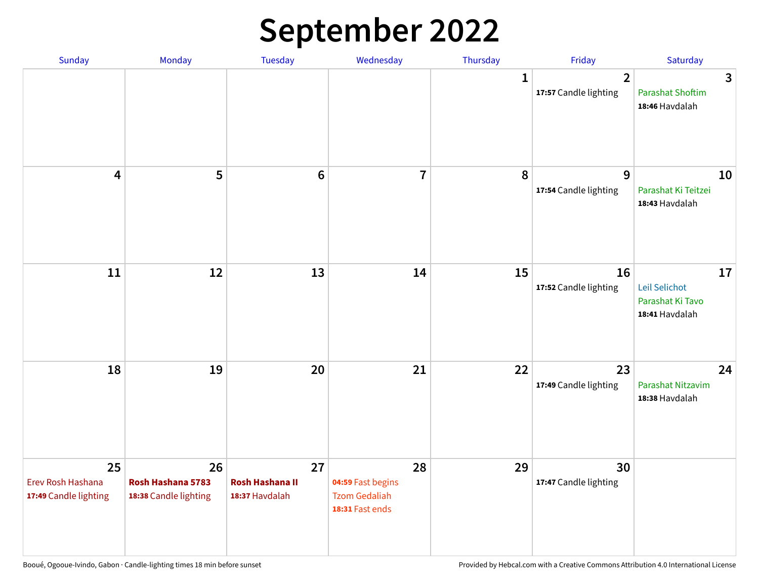# September 2022

| Sunday | Monday | Tuesday | Wednesday | Thursday | Friday | Saturday |
|---|---|---|---|---|---|---|
| | | | | 1 | 2<br>**17:57** Candle lighting | 3<br>Parashat Shoftim<br>**18:46** Havdalah |
| 4 | 5 | 6 | 7 | 8 | 9<br>**17:54** Candle lighting | 10<br>Parashat Ki Teitzei<br>**18:43** Havdalah |
| 11 | 12 | 13 | 14 | 15 | 16<br>**17:52** Candle lighting | 17<br>Leil Selichot<br>Parashat Ki Tavo<br>**18:41** Havdalah |
| 18 | 19 | 20 | 21 | 22 | 23<br>**17:49** Candle lighting | 24<br>Parashat Nitzavim<br>**18:38** Havdalah |
| 25<br>Erev Rosh Hashana<br>**17:49** Candle lighting | 26<br>**Rosh Hashana 5783**<br>**18:38** Candle lighting | 27<br>**Rosh Hashana II**<br>**18:37** Havdalah | 28<br>**04:59** Fast begins<br>Tzom Gedaliah<br>**18:31** Fast ends | 29 | 30<br>**17:47** Candle lighting | |

Booué, Ogooue-Ivindo, Gabon · Candle-lighting times 18 min before sunset

Provided by Hebcal.com with a Creative Commons Attribution 4.0 International License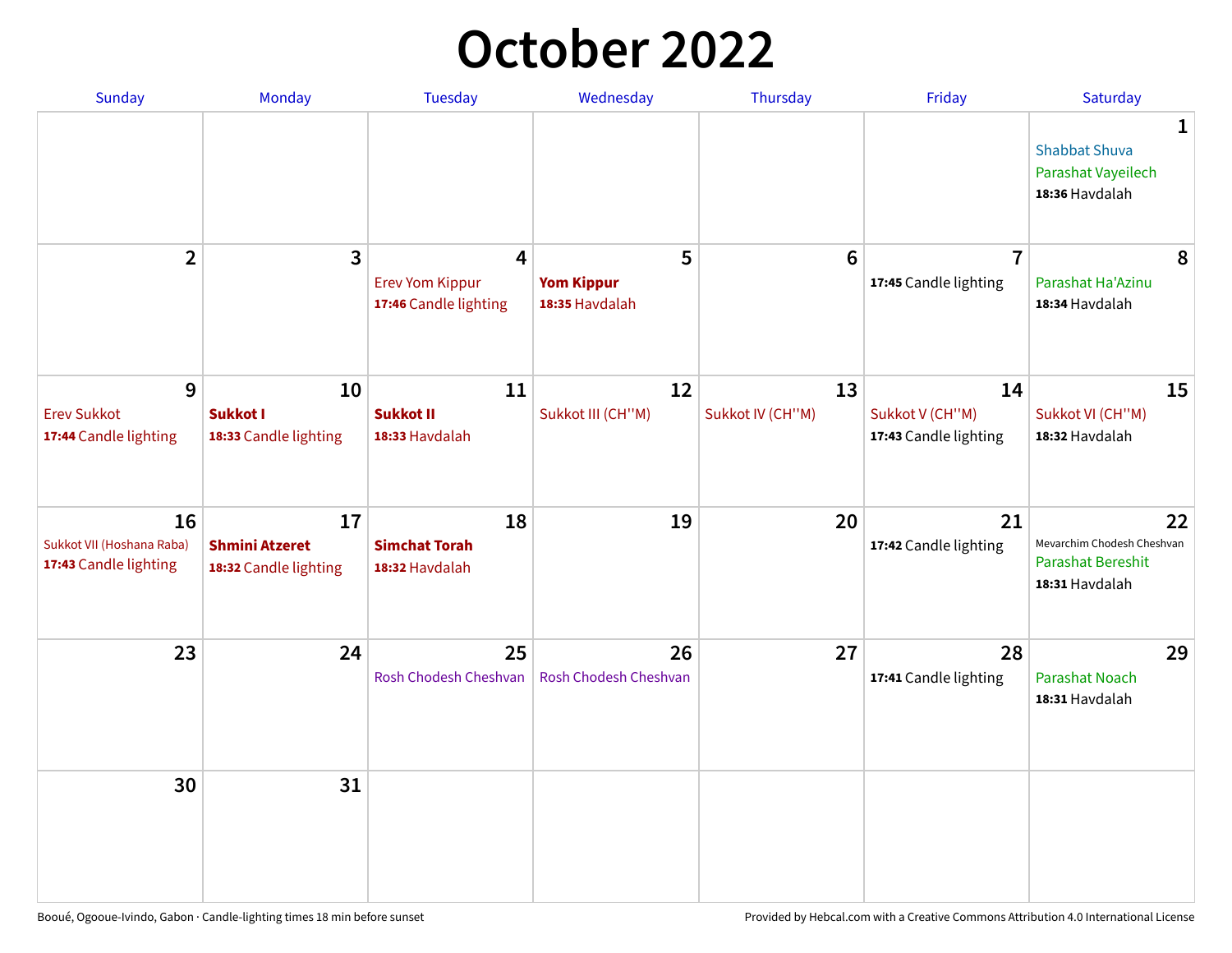# October 2022

| Sunday | Monday | Tuesday | Wednesday | Thursday | Friday | Saturday |
|---|---|---|---|---|---|---|
| | | | | | | **1**<br>Shabbat Shuva<br>Parashat Vayeilech<br>**18:36** Havdalah |
| **2** | **3** | **4**<br>Erev Yom Kippur<br>**17:46** Candle lighting | **5**<br>**Yom Kippur**<br>**18:35** Havdalah | **6** | **7**<br>**17:45** Candle lighting | **8**<br>Parashat Ha'Azinu<br>**18:34** Havdalah |
| **9**<br>Erev Sukkot<br>**17:44** Candle lighting | **10**<br>**Sukkot I**<br>**18:33** Candle lighting | **11**<br>**Sukkot II**<br>**18:33** Havdalah | **12**<br>Sukkot III (CH''M) | **13**<br>Sukkot IV (CH''M) | **14**<br>Sukkot V (CH''M)<br>**17:43** Candle lighting | **15**<br>Sukkot VI (CH''M)<br>**18:32** Havdalah |
| **16**<br>Sukkot VII (Hoshana Raba)<br>**17:43** Candle lighting | **17**<br>**Shmini Atzeret**<br>**18:32** Candle lighting | **18**<br>**Simchat Torah**<br>**18:32** Havdalah | **19** | **20** | **21**<br>**17:42** Candle lighting | **22**<br>Mevarchim Chodesh Cheshvan<br>Parashat Bereshit<br>**18:31** Havdalah |
| **23** | **24** | **25**<br>Rosh Chodesh Cheshvan | **26**<br>Rosh Chodesh Cheshvan | **27** | **28**<br>**17:41** Candle lighting | **29**<br>Parashat Noach<br>**18:31** Havdalah |
| **30** | **31** | | | | | |

Booué, Ogooue-Ivindo, Gabon · Candle-lighting times 18 min before sunset

Provided by Hebcal.com with a Creative Commons Attribution 4.0 International License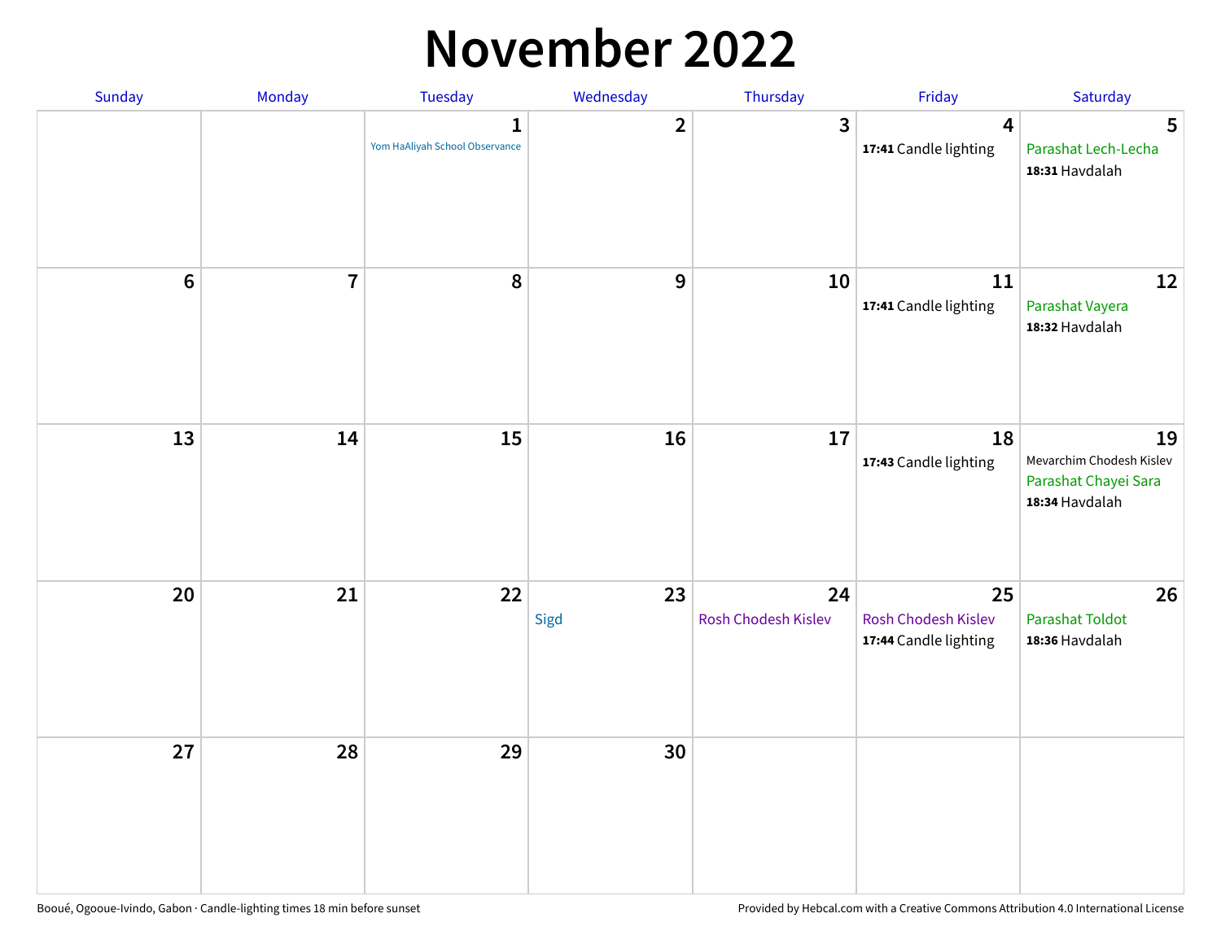# November 2022

| Sunday | Monday | Tuesday | Wednesday | Thursday | Friday | Saturday |
|---|---|---|---|---|---|---|
| | | 1<br>Yom HaAliyah School Observance | 2 | 3 | 4<br>**17:41** Candle lighting | 5<br>Parashat Lech-Lecha<br>**18:31** Havdalah |
| 6 | 7 | 8 | 9 | 10 | 11<br>**17:41** Candle lighting | 12<br>Parashat Vayera<br>**18:32** Havdalah |
| 13 | 14 | 15 | 16 | 17 | 18<br>**17:43** Candle lighting | 19<br>Mevarchim Chodesh Kislev<br>Parashat Chayei Sara<br>**18:34** Havdalah |
| 20 | 21 | 22 | 23<br>Sigd | 24<br>Rosh Chodesh Kislev | 25<br>Rosh Chodesh Kislev<br>**17:44** Candle lighting | 26<br>Parashat Toldot<br>**18:36** Havdalah |
| 27 | 28 | 29 | 30 | | | |

Booué, Ogooue-Ivindo, Gabon · Candle-lighting times 18 min before sunset

Provided by Hebcal.com with a Creative Commons Attribution 4.0 International License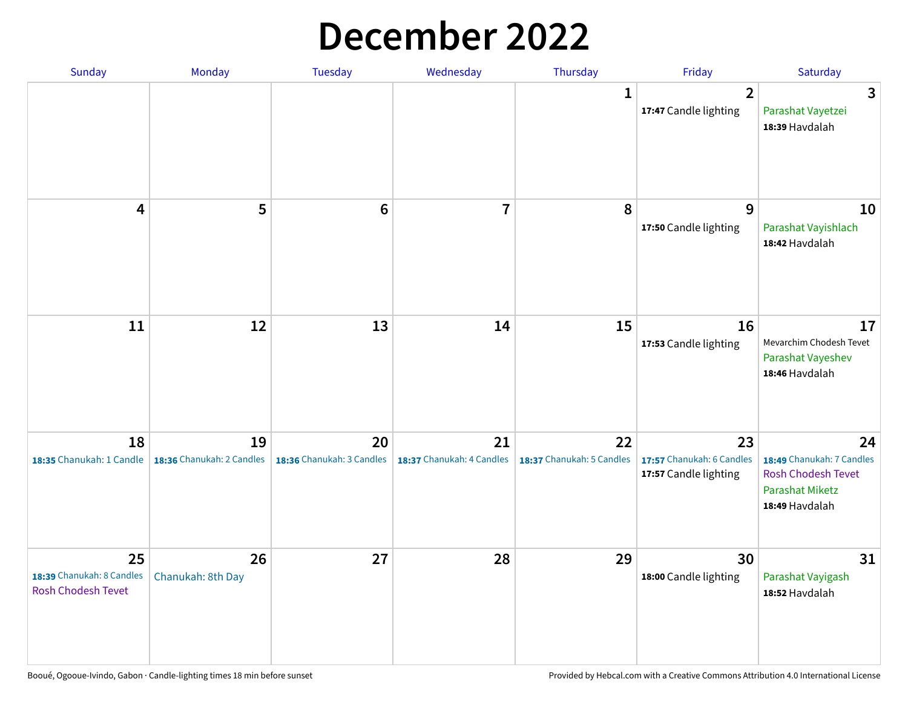# December 2022

| Sunday | Monday | Tuesday | Wednesday | Thursday | Friday | Saturday |
|---|---|---|---|---|---|---|
| | | | | 1 | 2<br>**17:47** Candle lighting | 3<br>Parashat Vayetzei<br>**18:39** Havdalah |
| 4 | 5 | 6 | 7 | 8 | 9<br>**17:50** Candle lighting | 10<br>Parashat Vayishlach<br>**18:42** Havdalah |
| 11 | 12 | 13 | 14 | 15 | 16<br>**17:53** Candle lighting | 17<br>Mevarchim Chodesh Tevet<br>Parashat Vayeshev<br>**18:46** Havdalah |
| 18<br>**18:35** Chanukah: 1 Candle | 19<br>**18:36** Chanukah: 2 Candles | 20<br>**18:36** Chanukah: 3 Candles | 21<br>**18:37** Chanukah: 4 Candles | 22<br>**18:37** Chanukah: 5 Candles | 23<br>**17:57** Chanukah: 6 Candles<br>**17:57** Candle lighting | 24<br>**18:49** Chanukah: 7 Candles<br>Rosh Chodesh Tevet<br>Parashat Miketz<br>**18:49** Havdalah |
| 25<br>**18:39** Chanukah: 8 Candles<br>Rosh Chodesh Tevet | 26<br>Chanukah: 8th Day | 27 | 28 | 29 | 30<br>**18:00** Candle lighting | 31<br>Parashat Vayigash<br>**18:52** Havdalah |

Booué, Ogooue-Ivindo, Gabon · Candle-lighting times 18 min before sunset

Provided by Hebcal.com with a Creative Commons Attribution 4.0 International License